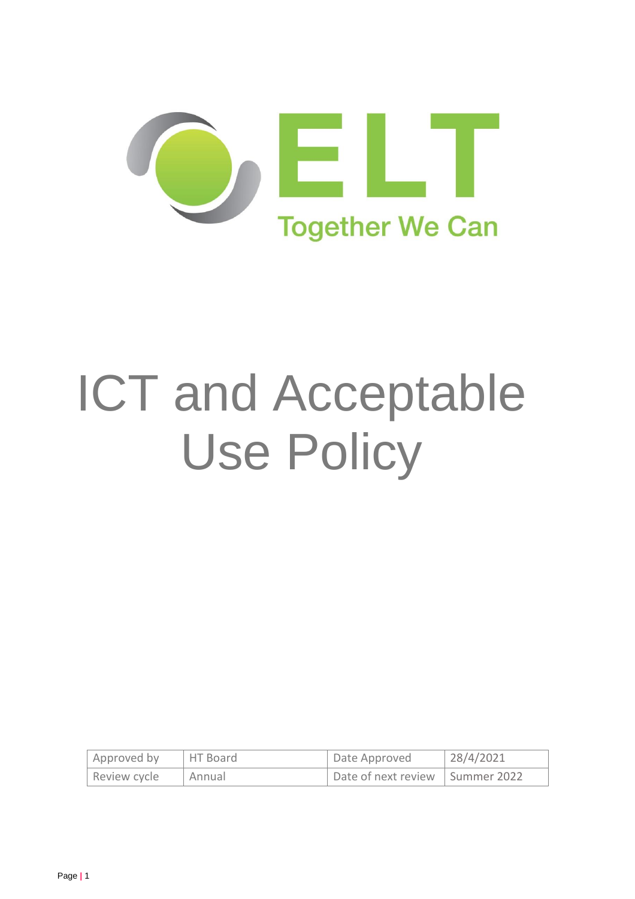ELT

Together We Can

# ICT and Acceptable Use Policy

| Approved by | HT Board | Date Approved | 28/4/2021 |
| --- | --- | --- | --- |
| Review cycle | Annual | Date of next review | Summer 2022 |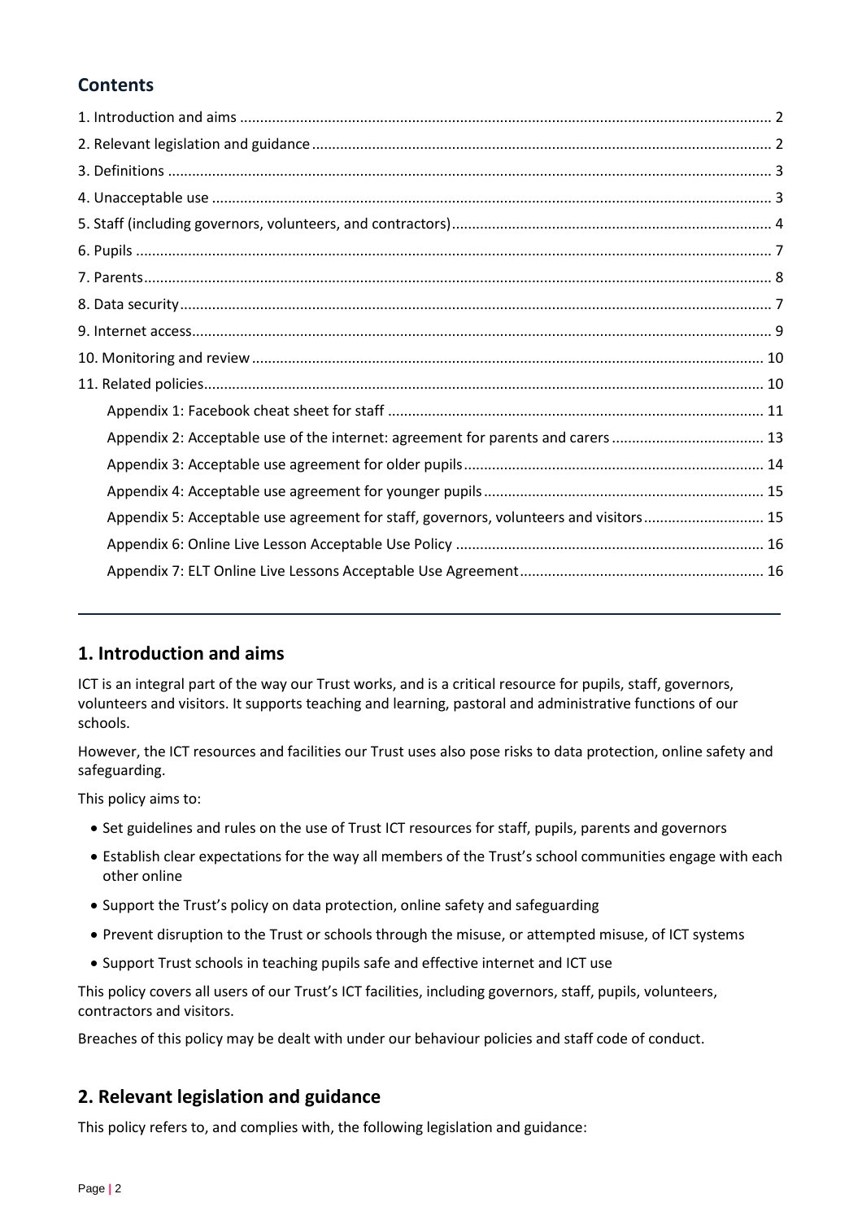## Contents

1. Introduction and aims ........ 2
2. Relevant legislation and guidance ........ 2
3. Definitions ........ 3
4. Unacceptable use ........ 3
5. Staff (including governors, volunteers, and contractors) ........ 4
6. Pupils ........ 7
7. Parents ........ 8
8. Data security ........ 7
9. Internet access ........ 9
10. Monitoring and review ........ 10
11. Related policies ........ 10
    - Appendix 1: Facebook cheat sheet for staff ........ 11
    - Appendix 2: Acceptable use of the internet: agreement for parents and carers ........ 13
    - Appendix 3: Acceptable use agreement for older pupils ........ 14
    - Appendix 4: Acceptable use agreement for younger pupils ........ 15
    - Appendix 5: Acceptable use agreement for staff, governors, volunteers and visitors ........ 15
    - Appendix 6: Online Live Lesson Acceptable Use Policy ........ 16
    - Appendix 7: ELT Online Live Lessons Acceptable Use Agreement ........ 16

---

## 1. Introduction and aims

ICT is an integral part of the way our Trust works, and is a critical resource for pupils, staff, governors, volunteers and visitors. It supports teaching and learning, pastoral and administrative functions of our schools.

However, the ICT resources and facilities our Trust uses also pose risks to data protection, online safety and safeguarding.

This policy aims to:

- Set guidelines and rules on the use of Trust ICT resources for staff, pupils, parents and governors
- Establish clear expectations for the way all members of the Trust's school communities engage with each other online
- Support the Trust's policy on data protection, online safety and safeguarding
- Prevent disruption to the Trust or schools through the misuse, or attempted misuse, of ICT systems
- Support Trust schools in teaching pupils safe and effective internet and ICT use

This policy covers all users of our Trust's ICT facilities, including governors, staff, pupils, volunteers, contractors and visitors.

Breaches of this policy may be dealt with under our behaviour policies and staff code of conduct.

## 2. Relevant legislation and guidance

This policy refers to, and complies with, the following legislation and guidance: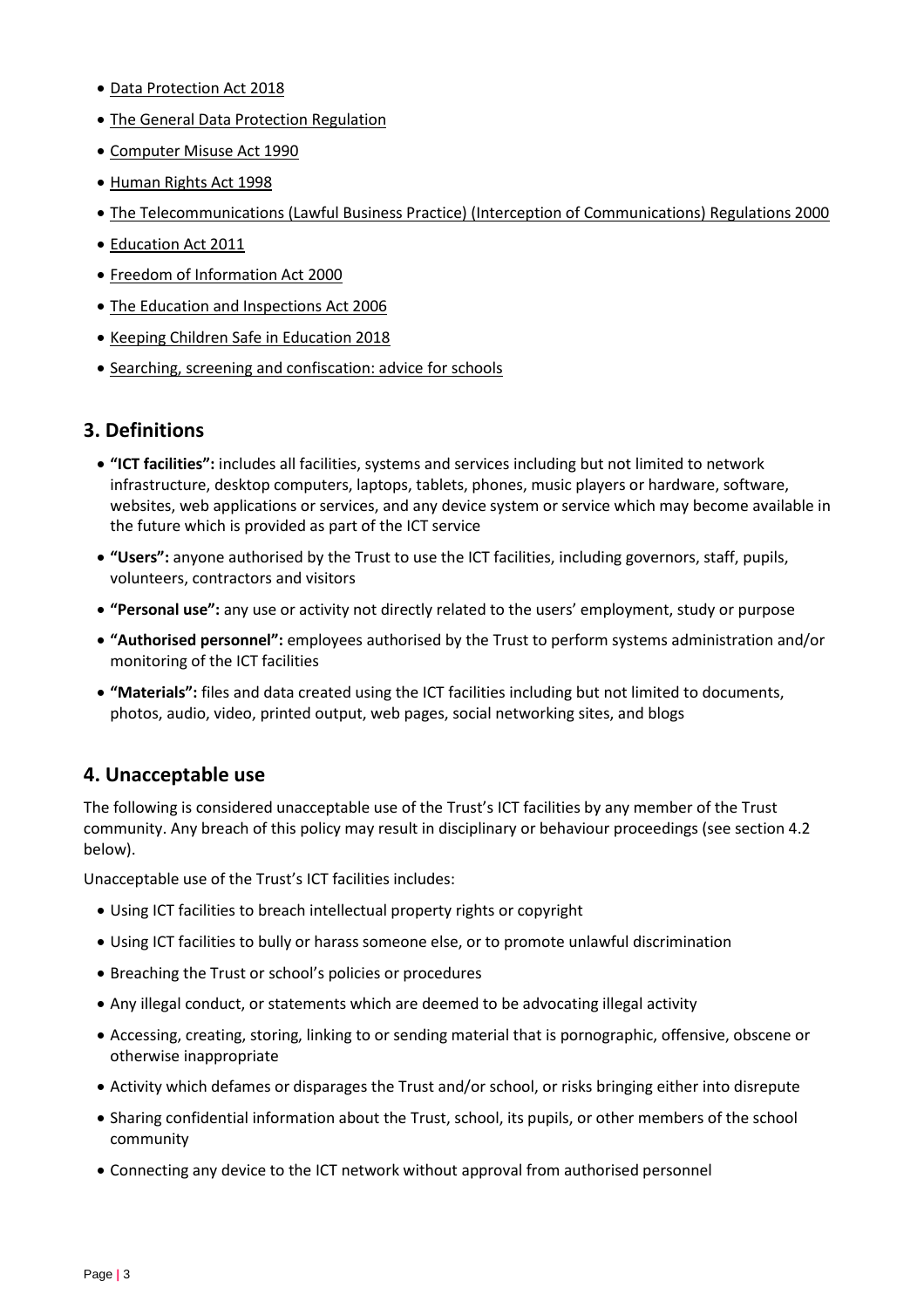- Data Protection Act 2018
- The General Data Protection Regulation
- Computer Misuse Act 1990
- Human Rights Act 1998
- The Telecommunications (Lawful Business Practice) (Interception of Communications) Regulations 2000
- Education Act 2011
- Freedom of Information Act 2000
- The Education and Inspections Act 2006
- Keeping Children Safe in Education 2018
- Searching, screening and confiscation: advice for schools

## 3. Definitions

- **"ICT facilities":** includes all facilities, systems and services including but not limited to network infrastructure, desktop computers, laptops, tablets, phones, music players or hardware, software, websites, web applications or services, and any device system or service which may become available in the future which is provided as part of the ICT service
- **"Users":** anyone authorised by the Trust to use the ICT facilities, including governors, staff, pupils, volunteers, contractors and visitors
- **"Personal use":** any use or activity not directly related to the users' employment, study or purpose
- **"Authorised personnel":** employees authorised by the Trust to perform systems administration and/or monitoring of the ICT facilities
- **"Materials":** files and data created using the ICT facilities including but not limited to documents, photos, audio, video, printed output, web pages, social networking sites, and blogs

## 4. Unacceptable use

The following is considered unacceptable use of the Trust's ICT facilities by any member of the Trust community. Any breach of this policy may result in disciplinary or behaviour proceedings (see section 4.2 below).

Unacceptable use of the Trust's ICT facilities includes:

- Using ICT facilities to breach intellectual property rights or copyright
- Using ICT facilities to bully or harass someone else, or to promote unlawful discrimination
- Breaching the Trust or school's policies or procedures
- Any illegal conduct, or statements which are deemed to be advocating illegal activity
- Accessing, creating, storing, linking to or sending material that is pornographic, offensive, obscene or otherwise inappropriate
- Activity which defames or disparages the Trust and/or school, or risks bringing either into disrepute
- Sharing confidential information about the Trust, school, its pupils, or other members of the school community
- Connecting any device to the ICT network without approval from authorised personnel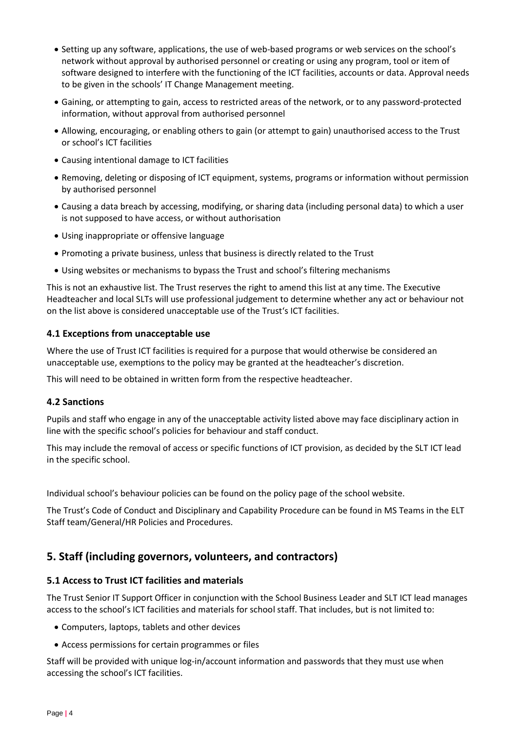- Setting up any software, applications, the use of web-based programs or web services on the school's network without approval by authorised personnel or creating or using any program, tool or item of software designed to interfere with the functioning of the ICT facilities, accounts or data. Approval needs to be given in the schools' IT Change Management meeting.
- Gaining, or attempting to gain, access to restricted areas of the network, or to any password-protected information, without approval from authorised personnel
- Allowing, encouraging, or enabling others to gain (or attempt to gain) unauthorised access to the Trust or school's ICT facilities
- Causing intentional damage to ICT facilities
- Removing, deleting or disposing of ICT equipment, systems, programs or information without permission by authorised personnel
- Causing a data breach by accessing, modifying, or sharing data (including personal data) to which a user is not supposed to have access, or without authorisation
- Using inappropriate or offensive language
- Promoting a private business, unless that business is directly related to the Trust
- Using websites or mechanisms to bypass the Trust and school's filtering mechanisms

This is not an exhaustive list. The Trust reserves the right to amend this list at any time. The Executive Headteacher and local SLTs will use professional judgement to determine whether any act or behaviour not on the list above is considered unacceptable use of the Trust's ICT facilities.

### 4.1 Exceptions from unacceptable use

Where the use of Trust ICT facilities is required for a purpose that would otherwise be considered an unacceptable use, exemptions to the policy may be granted at the headteacher's discretion.

This will need to be obtained in written form from the respective headteacher.

### 4.2 Sanctions

Pupils and staff who engage in any of the unacceptable activity listed above may face disciplinary action in line with the specific school's policies for behaviour and staff conduct.

This may include the removal of access or specific functions of ICT provision, as decided by the SLT ICT lead in the specific school.

Individual school's behaviour policies can be found on the policy page of the school website.

The Trust's Code of Conduct and Disciplinary and Capability Procedure can be found in MS Teams in the ELT Staff team/General/HR Policies and Procedures.

## 5. Staff (including governors, volunteers, and contractors)

### 5.1 Access to Trust ICT facilities and materials

The Trust Senior IT Support Officer in conjunction with the School Business Leader and SLT ICT lead manages access to the school's ICT facilities and materials for school staff. That includes, but is not limited to:

- Computers, laptops, tablets and other devices
- Access permissions for certain programmes or files

Staff will be provided with unique log-in/account information and passwords that they must use when accessing the school's ICT facilities.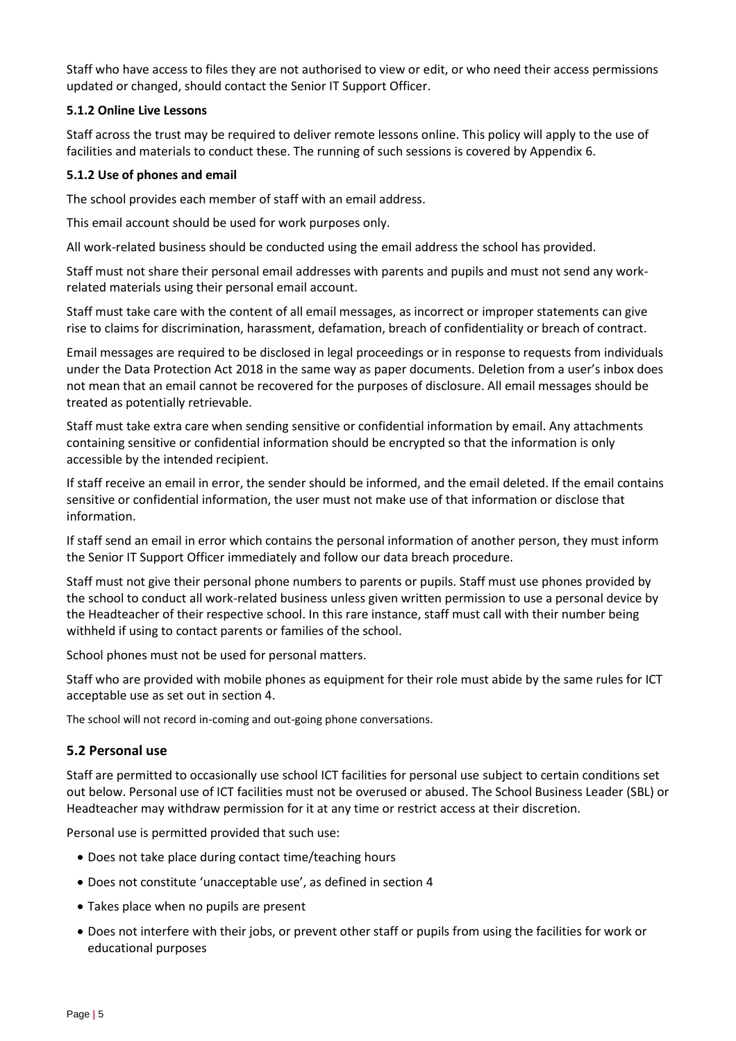Staff who have access to files they are not authorised to view or edit, or who need their access permissions updated or changed, should contact the Senior IT Support Officer.

#### 5.1.2 Online Live Lessons

Staff across the trust may be required to deliver remote lessons online. This policy will apply to the use of facilities and materials to conduct these. The running of such sessions is covered by Appendix 6.

#### 5.1.2 Use of phones and email

The school provides each member of staff with an email address.

This email account should be used for work purposes only.

All work-related business should be conducted using the email address the school has provided.

Staff must not share their personal email addresses with parents and pupils and must not send any work-related materials using their personal email account.

Staff must take care with the content of all email messages, as incorrect or improper statements can give rise to claims for discrimination, harassment, defamation, breach of confidentiality or breach of contract.

Email messages are required to be disclosed in legal proceedings or in response to requests from individuals under the Data Protection Act 2018 in the same way as paper documents. Deletion from a user's inbox does not mean that an email cannot be recovered for the purposes of disclosure. All email messages should be treated as potentially retrievable.

Staff must take extra care when sending sensitive or confidential information by email. Any attachments containing sensitive or confidential information should be encrypted so that the information is only accessible by the intended recipient.

If staff receive an email in error, the sender should be informed, and the email deleted. If the email contains sensitive or confidential information, the user must not make use of that information or disclose that information.

If staff send an email in error which contains the personal information of another person, they must inform the Senior IT Support Officer immediately and follow our data breach procedure.

Staff must not give their personal phone numbers to parents or pupils. Staff must use phones provided by the school to conduct all work-related business unless given written permission to use a personal device by the Headteacher of their respective school. In this rare instance, staff must call with their number being withheld if using to contact parents or families of the school.

School phones must not be used for personal matters.

Staff who are provided with mobile phones as equipment for their role must abide by the same rules for ICT acceptable use as set out in section 4.

The school will not record in-coming and out-going phone conversations.

### 5.2 Personal use

Staff are permitted to occasionally use school ICT facilities for personal use subject to certain conditions set out below. Personal use of ICT facilities must not be overused or abused. The School Business Leader (SBL) or Headteacher may withdraw permission for it at any time or restrict access at their discretion.

Personal use is permitted provided that such use:

- Does not take place during contact time/teaching hours
- Does not constitute 'unacceptable use', as defined in section 4
- Takes place when no pupils are present
- Does not interfere with their jobs, or prevent other staff or pupils from using the facilities for work or educational purposes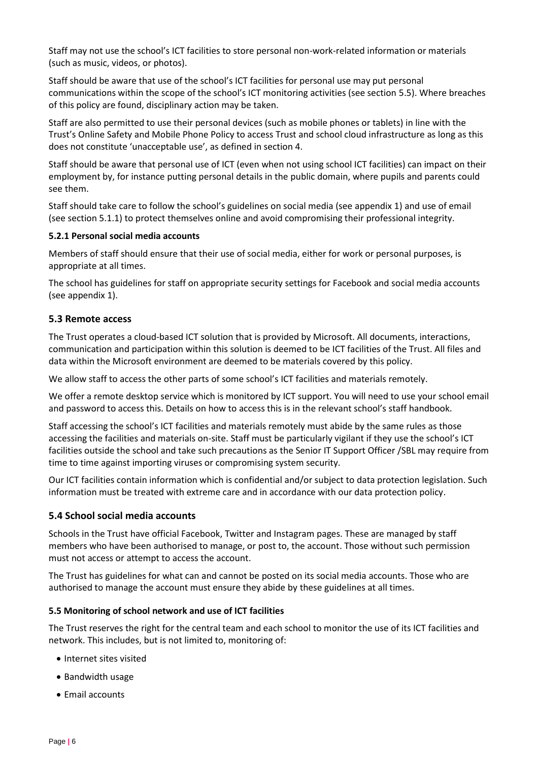Staff may not use the school's ICT facilities to store personal non-work-related information or materials (such as music, videos, or photos).

Staff should be aware that use of the school's ICT facilities for personal use may put personal communications within the scope of the school's ICT monitoring activities (see section 5.5). Where breaches of this policy are found, disciplinary action may be taken.

Staff are also permitted to use their personal devices (such as mobile phones or tablets) in line with the Trust's Online Safety and Mobile Phone Policy to access Trust and school cloud infrastructure as long as this does not constitute 'unacceptable use', as defined in section 4.

Staff should be aware that personal use of ICT (even when not using school ICT facilities) can impact on their employment by, for instance putting personal details in the public domain, where pupils and parents could see them.

Staff should take care to follow the school's guidelines on social media (see appendix 1) and use of email (see section 5.1.1) to protect themselves online and avoid compromising their professional integrity.

#### 5.2.1 Personal social media accounts

Members of staff should ensure that their use of social media, either for work or personal purposes, is appropriate at all times.

The school has guidelines for staff on appropriate security settings for Facebook and social media accounts (see appendix 1).

### 5.3 Remote access

The Trust operates a cloud-based ICT solution that is provided by Microsoft. All documents, interactions, communication and participation within this solution is deemed to be ICT facilities of the Trust. All files and data within the Microsoft environment are deemed to be materials covered by this policy.

We allow staff to access the other parts of some school's ICT facilities and materials remotely.

We offer a remote desktop service which is monitored by ICT support. You will need to use your school email and password to access this. Details on how to access this is in the relevant school's staff handbook.

Staff accessing the school's ICT facilities and materials remotely must abide by the same rules as those accessing the facilities and materials on-site. Staff must be particularly vigilant if they use the school's ICT facilities outside the school and take such precautions as the Senior IT Support Officer /SBL may require from time to time against importing viruses or compromising system security.

Our ICT facilities contain information which is confidential and/or subject to data protection legislation. Such information must be treated with extreme care and in accordance with our data protection policy.

### 5.4 School social media accounts

Schools in the Trust have official Facebook, Twitter and Instagram pages. These are managed by staff members who have been authorised to manage, or post to, the account. Those without such permission must not access or attempt to access the account.

The Trust has guidelines for what can and cannot be posted on its social media accounts. Those who are authorised to manage the account must ensure they abide by these guidelines at all times.

#### 5.5 Monitoring of school network and use of ICT facilities

The Trust reserves the right for the central team and each school to monitor the use of its ICT facilities and network. This includes, but is not limited to, monitoring of:

- Internet sites visited
- Bandwidth usage
- Email accounts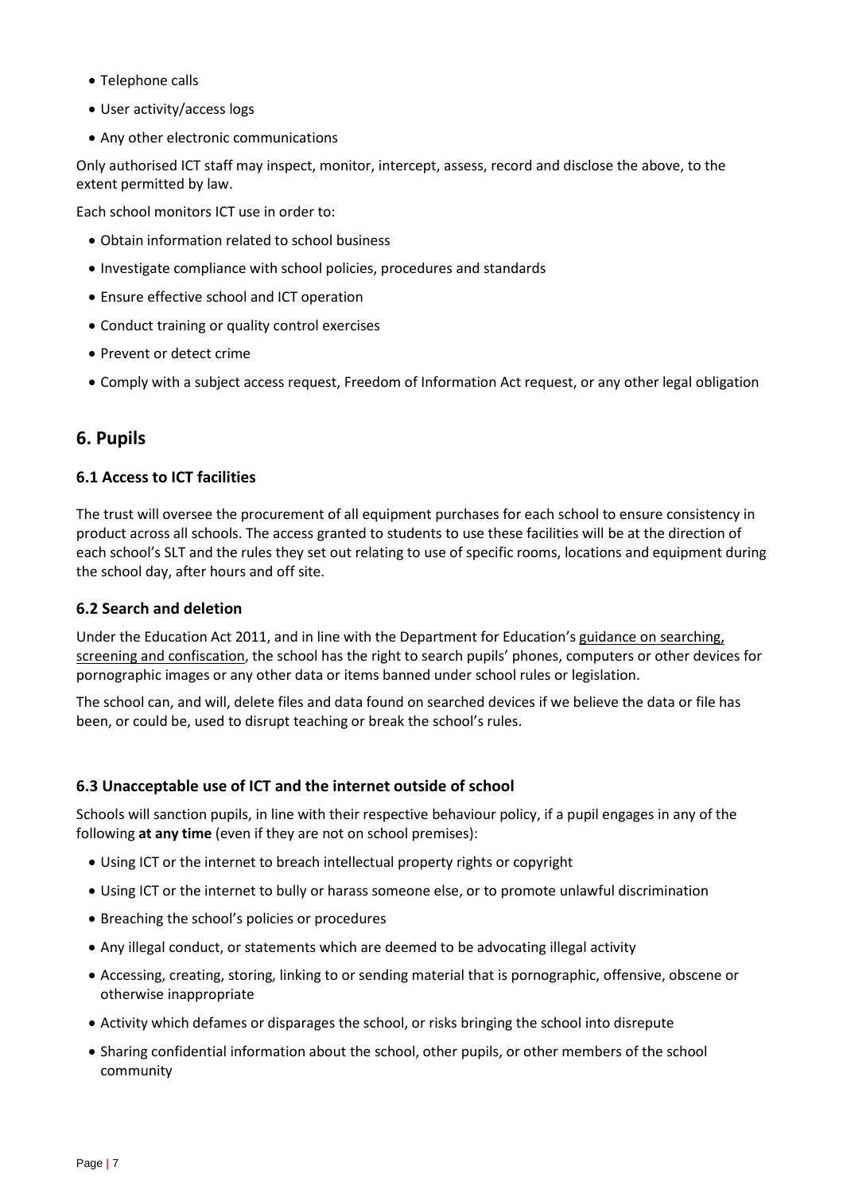- Telephone calls
- User activity/access logs
- Any other electronic communications

Only authorised ICT staff may inspect, monitor, intercept, assess, record and disclose the above, to the extent permitted by law.

Each school monitors ICT use in order to:

- Obtain information related to school business
- Investigate compliance with school policies, procedures and standards
- Ensure effective school and ICT operation
- Conduct training or quality control exercises
- Prevent or detect crime
- Comply with a subject access request, Freedom of Information Act request, or any other legal obligation

## 6. Pupils

### 6.1 Access to ICT facilities

The trust will oversee the procurement of all equipment purchases for each school to ensure consistency in product across all schools. The access granted to students to use these facilities will be at the direction of each school's SLT and the rules they set out relating to use of specific rooms, locations and equipment during the school day, after hours and off site.

### 6.2 Search and deletion

Under the Education Act 2011, and in line with the Department for Education's guidance on searching, screening and confiscation, the school has the right to search pupils' phones, computers or other devices for pornographic images or any other data or items banned under school rules or legislation.

The school can, and will, delete files and data found on searched devices if we believe the data or file has been, or could be, used to disrupt teaching or break the school's rules.

### 6.3 Unacceptable use of ICT and the internet outside of school

Schools will sanction pupils, in line with their respective behaviour policy, if a pupil engages in any of the following **at any time** (even if they are not on school premises):

- Using ICT or the internet to breach intellectual property rights or copyright
- Using ICT or the internet to bully or harass someone else, or to promote unlawful discrimination
- Breaching the school's policies or procedures
- Any illegal conduct, or statements which are deemed to be advocating illegal activity
- Accessing, creating, storing, linking to or sending material that is pornographic, offensive, obscene or otherwise inappropriate
- Activity which defames or disparages the school, or risks bringing the school into disrepute
- Sharing confidential information about the school, other pupils, or other members of the school community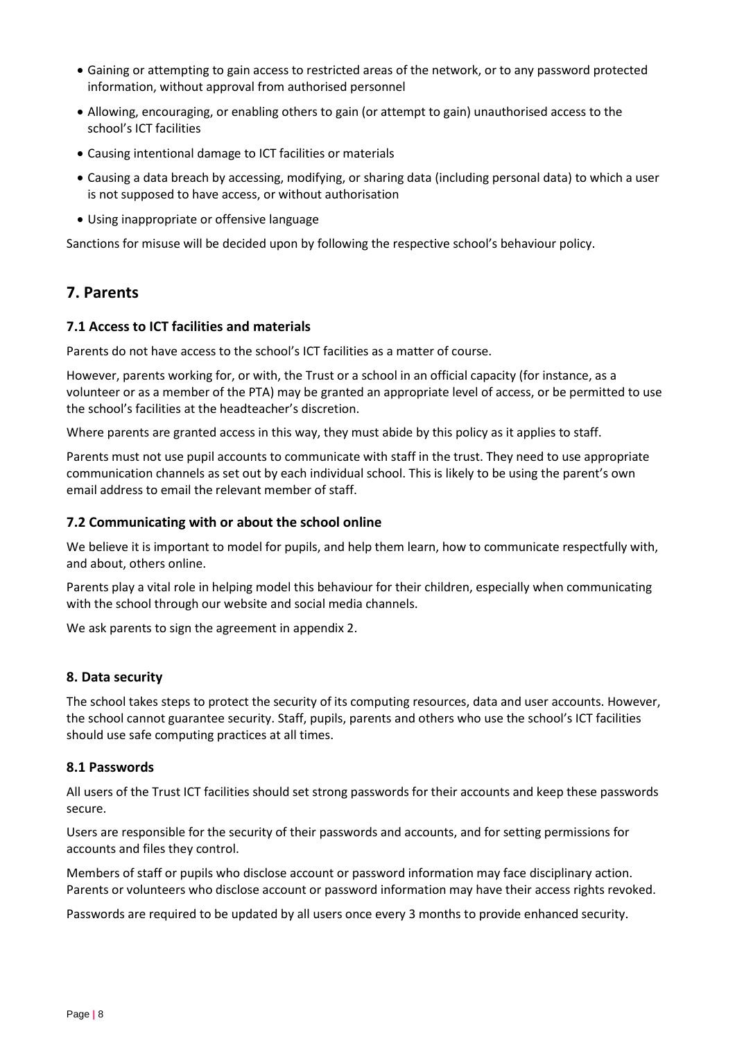- Gaining or attempting to gain access to restricted areas of the network, or to any password protected information, without approval from authorised personnel
- Allowing, encouraging, or enabling others to gain (or attempt to gain) unauthorised access to the school's ICT facilities
- Causing intentional damage to ICT facilities or materials
- Causing a data breach by accessing, modifying, or sharing data (including personal data) to which a user is not supposed to have access, or without authorisation
- Using inappropriate or offensive language

Sanctions for misuse will be decided upon by following the respective school's behaviour policy.

## 7. Parents

### 7.1 Access to ICT facilities and materials

Parents do not have access to the school's ICT facilities as a matter of course.

However, parents working for, or with, the Trust or a school in an official capacity (for instance, as a volunteer or as a member of the PTA) may be granted an appropriate level of access, or be permitted to use the school's facilities at the headteacher's discretion.

Where parents are granted access in this way, they must abide by this policy as it applies to staff.

Parents must not use pupil accounts to communicate with staff in the trust. They need to use appropriate communication channels as set out by each individual school. This is likely to be using the parent's own email address to email the relevant member of staff.

### 7.2 Communicating with or about the school online

We believe it is important to model for pupils, and help them learn, how to communicate respectfully with, and about, others online.

Parents play a vital role in helping model this behaviour for their children, especially when communicating with the school through our website and social media channels.

We ask parents to sign the agreement in appendix 2.

### 8. Data security

The school takes steps to protect the security of its computing resources, data and user accounts. However, the school cannot guarantee security. Staff, pupils, parents and others who use the school's ICT facilities should use safe computing practices at all times.

### 8.1 Passwords

All users of the Trust ICT facilities should set strong passwords for their accounts and keep these passwords secure.

Users are responsible for the security of their passwords and accounts, and for setting permissions for accounts and files they control.

Members of staff or pupils who disclose account or password information may face disciplinary action. Parents or volunteers who disclose account or password information may have their access rights revoked.

Passwords are required to be updated by all users once every 3 months to provide enhanced security.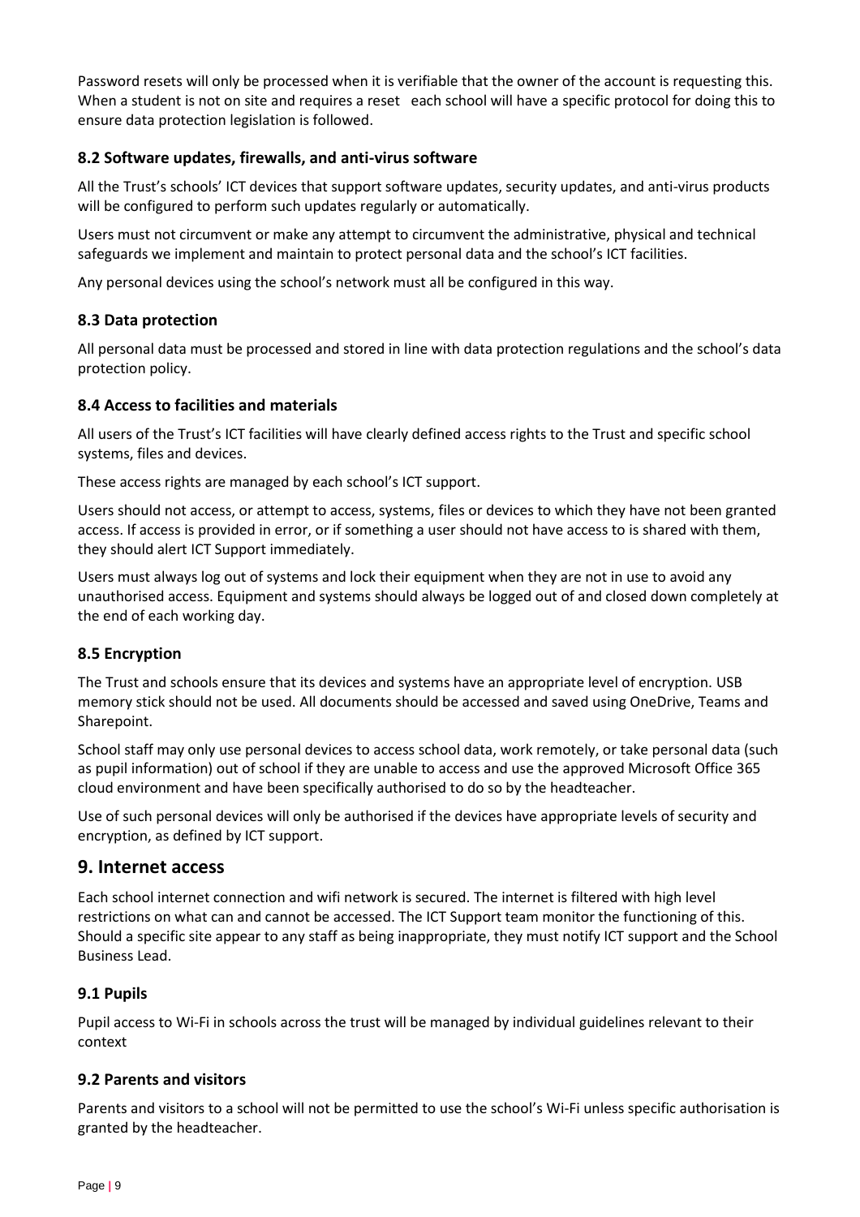Password resets will only be processed when it is verifiable that the owner of the account is requesting this. When a student is not on site and requires a reset each school will have a specific protocol for doing this to ensure data protection legislation is followed.

### 8.2 Software updates, firewalls, and anti-virus software

All the Trust's schools' ICT devices that support software updates, security updates, and anti-virus products will be configured to perform such updates regularly or automatically.

Users must not circumvent or make any attempt to circumvent the administrative, physical and technical safeguards we implement and maintain to protect personal data and the school's ICT facilities.

Any personal devices using the school's network must all be configured in this way.

### 8.3 Data protection

All personal data must be processed and stored in line with data protection regulations and the school's data protection policy.

### 8.4 Access to facilities and materials

All users of the Trust's ICT facilities will have clearly defined access rights to the Trust and specific school systems, files and devices.

These access rights are managed by each school's ICT support.

Users should not access, or attempt to access, systems, files or devices to which they have not been granted access. If access is provided in error, or if something a user should not have access to is shared with them, they should alert ICT Support immediately.

Users must always log out of systems and lock their equipment when they are not in use to avoid any unauthorised access. Equipment and systems should always be logged out of and closed down completely at the end of each working day.

### 8.5 Encryption

The Trust and schools ensure that its devices and systems have an appropriate level of encryption. USB memory stick should not be used. All documents should be accessed and saved using OneDrive, Teams and Sharepoint.

School staff may only use personal devices to access school data, work remotely, or take personal data (such as pupil information) out of school if they are unable to access and use the approved Microsoft Office 365 cloud environment and have been specifically authorised to do so by the headteacher.

Use of such personal devices will only be authorised if the devices have appropriate levels of security and encryption, as defined by ICT support.

## 9. Internet access

Each school internet connection and wifi network is secured. The internet is filtered with high level restrictions on what can and cannot be accessed. The ICT Support team monitor the functioning of this. Should a specific site appear to any staff as being inappropriate, they must notify ICT support and the School Business Lead.

### 9.1 Pupils

Pupil access to Wi-Fi in schools across the trust will be managed by individual guidelines relevant to their context

### 9.2 Parents and visitors

Parents and visitors to a school will not be permitted to use the school's Wi-Fi unless specific authorisation is granted by the headteacher.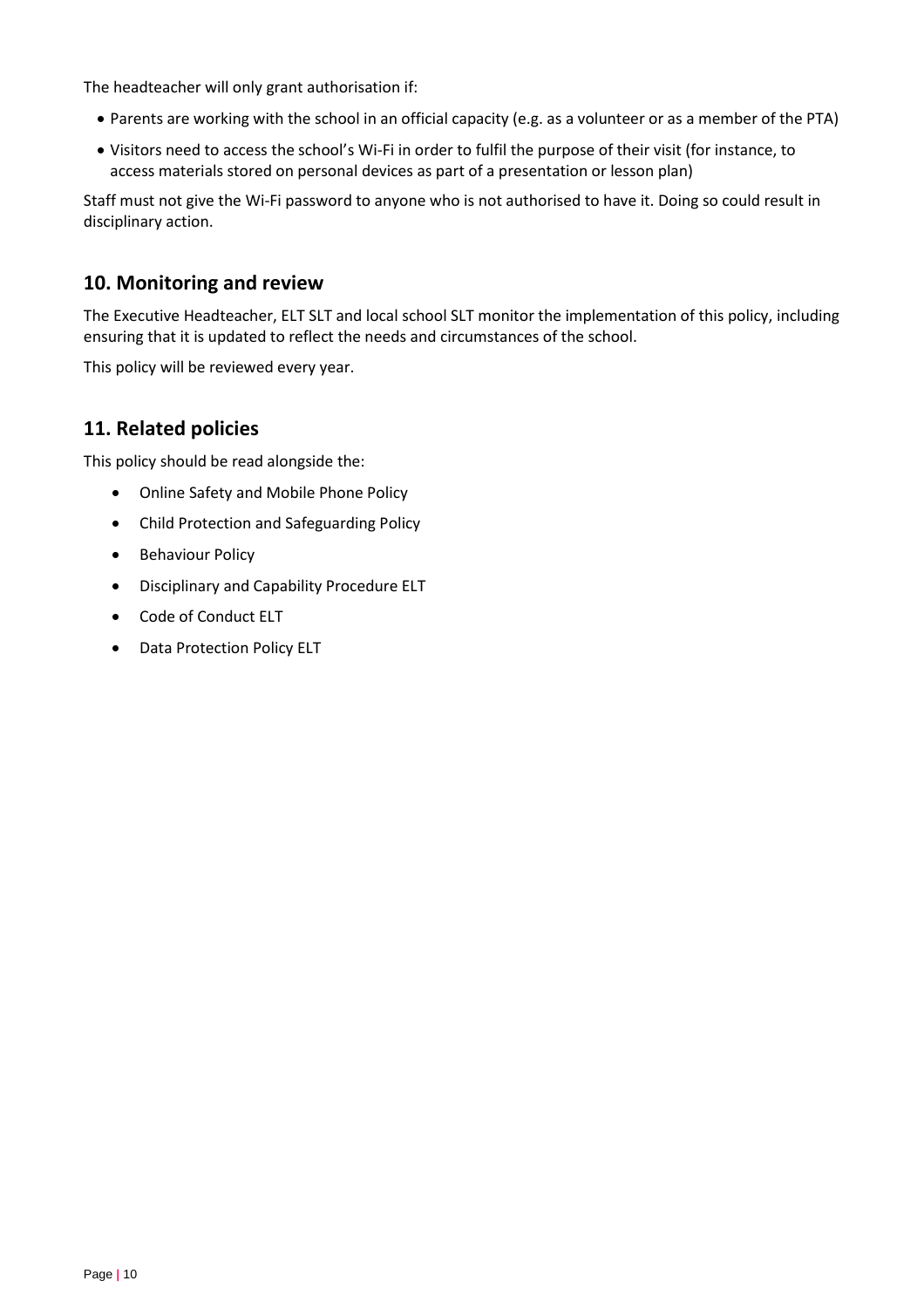The headteacher will only grant authorisation if:

- Parents are working with the school in an official capacity (e.g. as a volunteer or as a member of the PTA)
- Visitors need to access the school's Wi-Fi in order to fulfil the purpose of their visit (for instance, to access materials stored on personal devices as part of a presentation or lesson plan)

Staff must not give the Wi-Fi password to anyone who is not authorised to have it. Doing so could result in disciplinary action.

## 10. Monitoring and review

The Executive Headteacher, ELT SLT and local school SLT monitor the implementation of this policy, including ensuring that it is updated to reflect the needs and circumstances of the school.

This policy will be reviewed every year.

## 11. Related policies

This policy should be read alongside the:

- Online Safety and Mobile Phone Policy
- Child Protection and Safeguarding Policy
- Behaviour Policy
- Disciplinary and Capability Procedure ELT
- Code of Conduct ELT
- Data Protection Policy ELT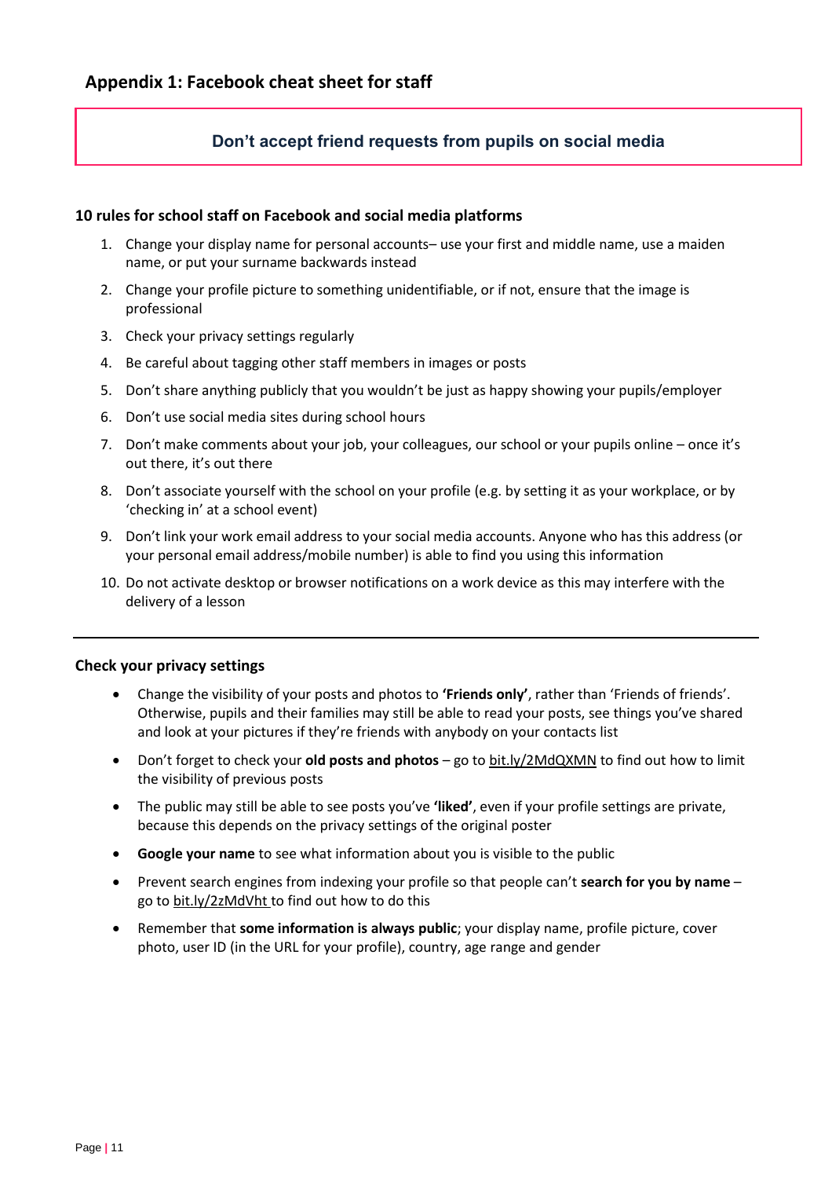## Appendix 1: Facebook cheat sheet for staff

**Don't accept friend requests from pupils on social media**

### 10 rules for school staff on Facebook and social media platforms

1. Change your display name for personal accounts– use your first and middle name, use a maiden name, or put your surname backwards instead
2. Change your profile picture to something unidentifiable, or if not, ensure that the image is professional
3. Check your privacy settings regularly
4. Be careful about tagging other staff members in images or posts
5. Don't share anything publicly that you wouldn't be just as happy showing your pupils/employer
6. Don't use social media sites during school hours
7. Don't make comments about your job, your colleagues, our school or your pupils online – once it's out there, it's out there
8. Don't associate yourself with the school on your profile (e.g. by setting it as your workplace, or by 'checking in' at a school event)
9. Don't link your work email address to your social media accounts. Anyone who has this address (or your personal email address/mobile number) is able to find you using this information
10. Do not activate desktop or browser notifications on a work device as this may interfere with the delivery of a lesson

---

### Check your privacy settings

- Change the visibility of your posts and photos to **'Friends only'**, rather than 'Friends of friends'. Otherwise, pupils and their families may still be able to read your posts, see things you've shared and look at your pictures if they're friends with anybody on your contacts list
- Don't forget to check your **old posts and photos** – go to bit.ly/2MdQXMN to find out how to limit the visibility of previous posts
- The public may still be able to see posts you've **'liked'**, even if your profile settings are private, because this depends on the privacy settings of the original poster
- **Google your name** to see what information about you is visible to the public
- Prevent search engines from indexing your profile so that people can't **search for you by name** – go to bit.ly/2zMdVht to find out how to do this
- Remember that **some information is always public**; your display name, profile picture, cover photo, user ID (in the URL for your profile), country, age range and gender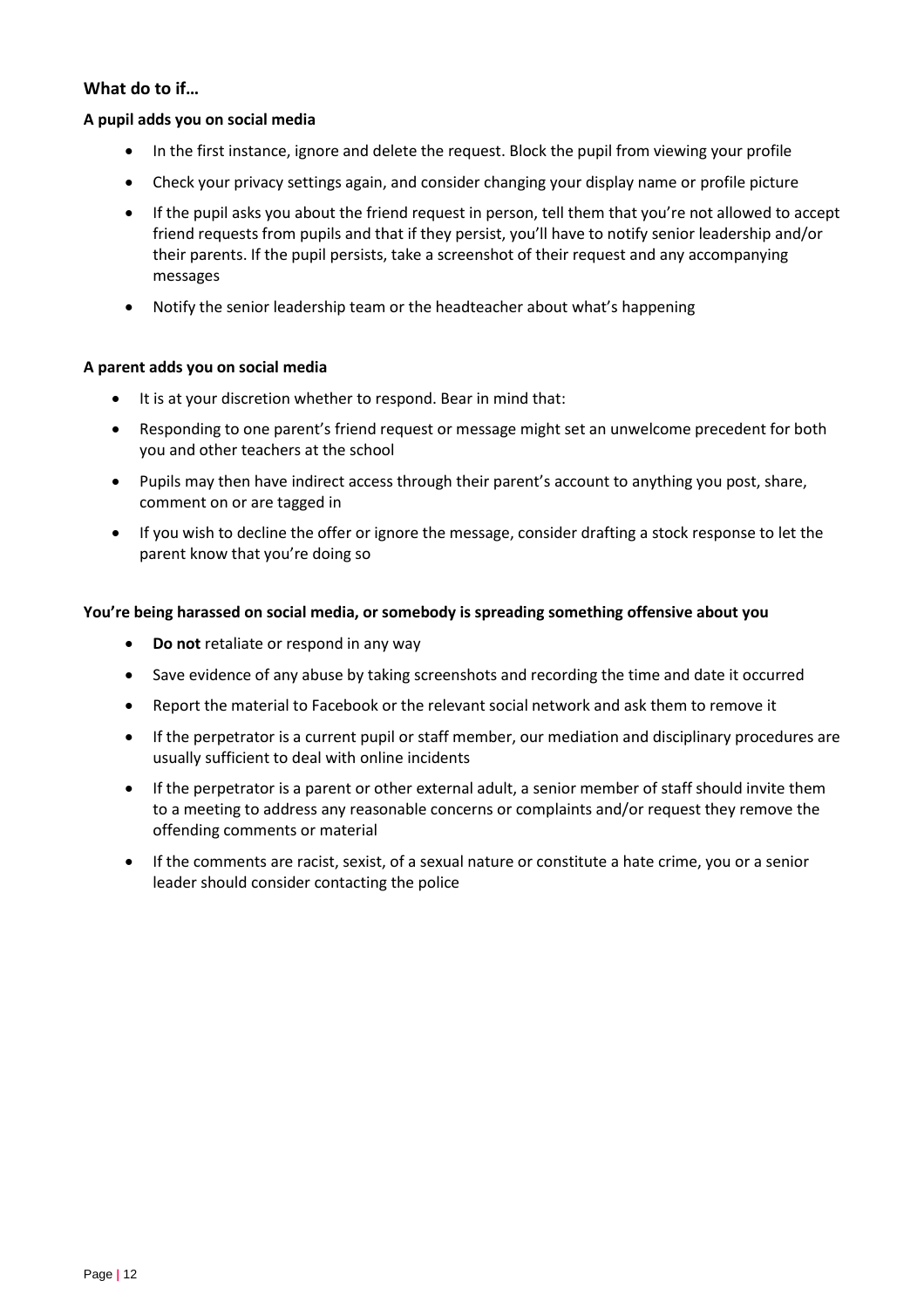## What do to if…

### A pupil adds you on social media

- In the first instance, ignore and delete the request. Block the pupil from viewing your profile
- Check your privacy settings again, and consider changing your display name or profile picture
- If the pupil asks you about the friend request in person, tell them that you're not allowed to accept friend requests from pupils and that if they persist, you'll have to notify senior leadership and/or their parents. If the pupil persists, take a screenshot of their request and any accompanying messages
- Notify the senior leadership team or the headteacher about what's happening

### A parent adds you on social media

- It is at your discretion whether to respond. Bear in mind that:
- Responding to one parent's friend request or message might set an unwelcome precedent for both you and other teachers at the school
- Pupils may then have indirect access through their parent's account to anything you post, share, comment on or are tagged in
- If you wish to decline the offer or ignore the message, consider drafting a stock response to let the parent know that you're doing so

### You're being harassed on social media, or somebody is spreading something offensive about you

- **Do not** retaliate or respond in any way
- Save evidence of any abuse by taking screenshots and recording the time and date it occurred
- Report the material to Facebook or the relevant social network and ask them to remove it
- If the perpetrator is a current pupil or staff member, our mediation and disciplinary procedures are usually sufficient to deal with online incidents
- If the perpetrator is a parent or other external adult, a senior member of staff should invite them to a meeting to address any reasonable concerns or complaints and/or request they remove the offending comments or material
- If the comments are racist, sexist, of a sexual nature or constitute a hate crime, you or a senior leader should consider contacting the police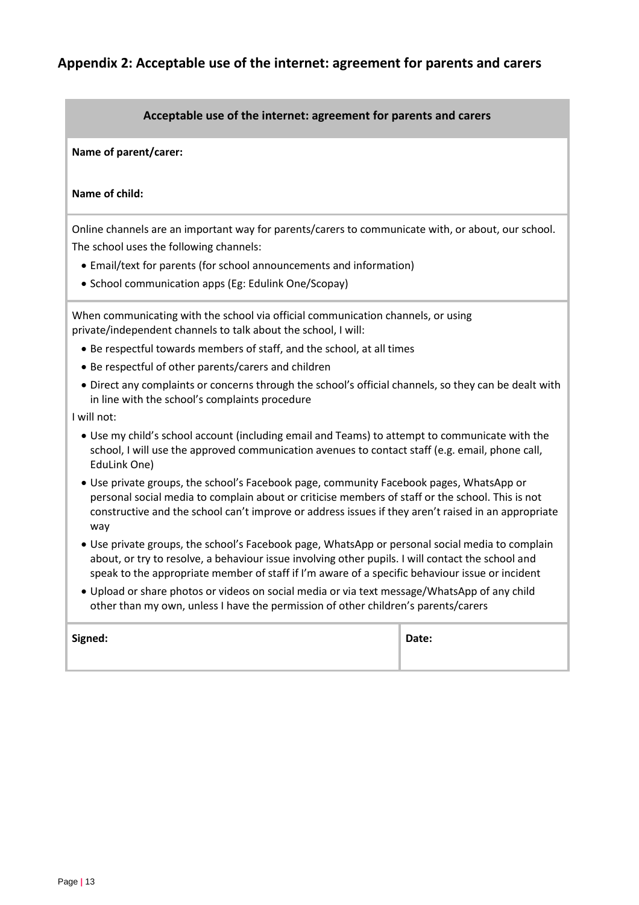## Appendix 2: Acceptable use of the internet: agreement for parents and carers

**Acceptable use of the internet: agreement for parents and carers**

**Name of parent/carer:**

**Name of child:**

Online channels are an important way for parents/carers to communicate with, or about, our school. The school uses the following channels:

- Email/text for parents (for school announcements and information)
- School communication apps (Eg: Edulink One/Scopay)

When communicating with the school via official communication channels, or using private/independent channels to talk about the school, I will:

- Be respectful towards members of staff, and the school, at all times
- Be respectful of other parents/carers and children
- Direct any complaints or concerns through the school's official channels, so they can be dealt with in line with the school's complaints procedure

I will not:

- Use my child's school account (including email and Teams) to attempt to communicate with the school, I will use the approved communication avenues to contact staff (e.g. email, phone call, EduLink One)
- Use private groups, the school's Facebook page, community Facebook pages, WhatsApp or personal social media to complain about or criticise members of staff or the school. This is not constructive and the school can't improve or address issues if they aren't raised in an appropriate way
- Use private groups, the school's Facebook page, WhatsApp or personal social media to complain about, or try to resolve, a behaviour issue involving other pupils. I will contact the school and speak to the appropriate member of staff if I'm aware of a specific behaviour issue or incident
- Upload or share photos or videos on social media or via text message/WhatsApp of any child other than my own, unless I have the permission of other children's parents/carers

| **Signed:** | **Date:** |
|---|---|
| | |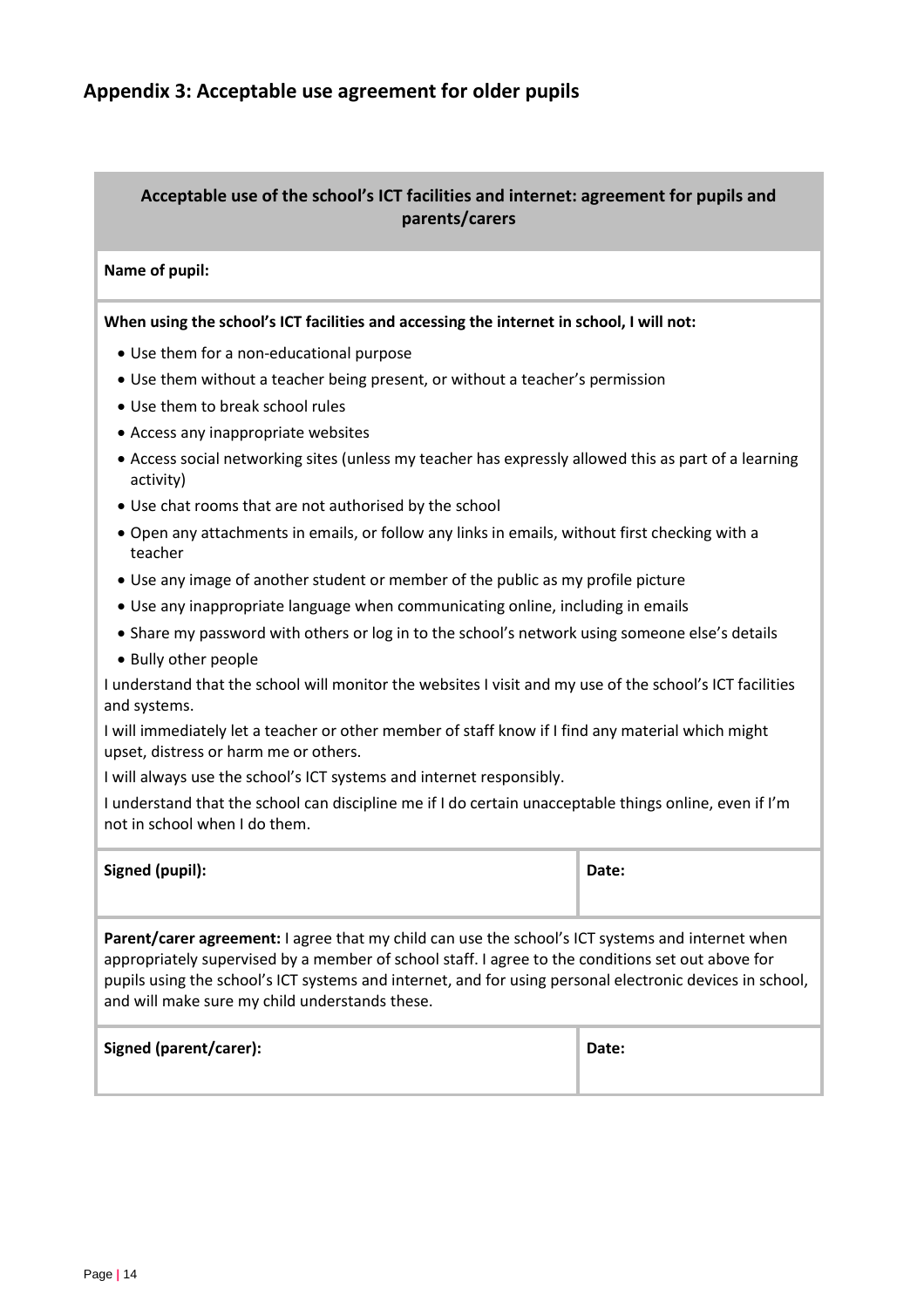## Appendix 3: Acceptable use agreement for older pupils

**Acceptable use of the school's ICT facilities and internet: agreement for pupils and parents/carers**

**Name of pupil:**

**When using the school's ICT facilities and accessing the internet in school, I will not:**

- Use them for a non-educational purpose
- Use them without a teacher being present, or without a teacher's permission
- Use them to break school rules
- Access any inappropriate websites
- Access social networking sites (unless my teacher has expressly allowed this as part of a learning activity)
- Use chat rooms that are not authorised by the school
- Open any attachments in emails, or follow any links in emails, without first checking with a teacher
- Use any image of another student or member of the public as my profile picture
- Use any inappropriate language when communicating online, including in emails
- Share my password with others or log in to the school's network using someone else's details
- Bully other people

I understand that the school will monitor the websites I visit and my use of the school's ICT facilities and systems.

I will immediately let a teacher or other member of staff know if I find any material which might upset, distress or harm me or others.

I will always use the school's ICT systems and internet responsibly.

I understand that the school can discipline me if I do certain unacceptable things online, even if I'm not in school when I do them.

| Signed (pupil): | Date: |
|---|---|

**Parent/carer agreement:** I agree that my child can use the school's ICT systems and internet when appropriately supervised by a member of school staff. I agree to the conditions set out above for pupils using the school's ICT systems and internet, and for using personal electronic devices in school, and will make sure my child understands these.

| Signed (parent/carer): | Date: |
|---|---|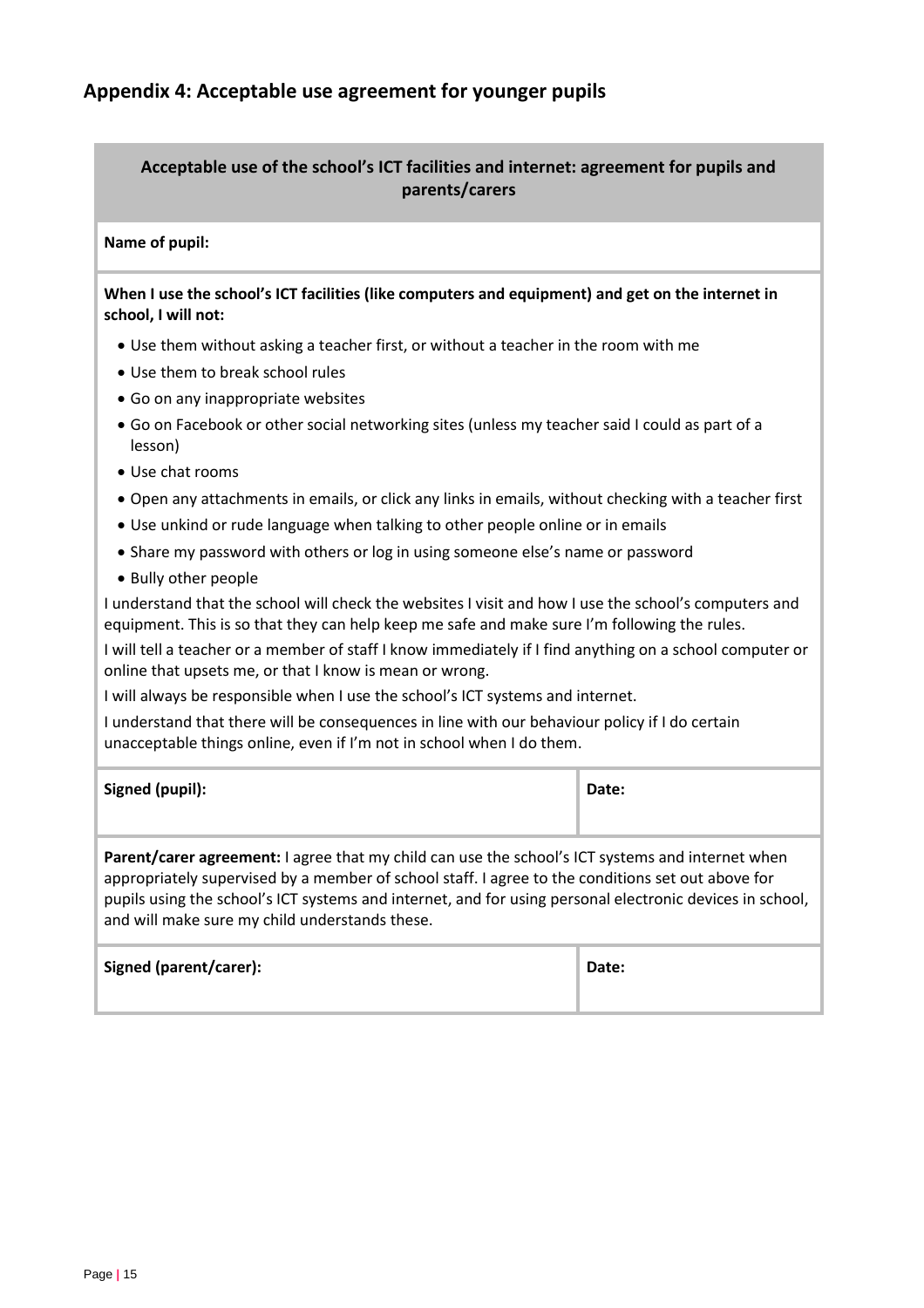## Appendix 4: Acceptable use agreement for younger pupils

**Acceptable use of the school's ICT facilities and internet: agreement for pupils and parents/carers**

**Name of pupil:**

**When I use the school's ICT facilities (like computers and equipment) and get on the internet in school, I will not:**

- Use them without asking a teacher first, or without a teacher in the room with me
- Use them to break school rules
- Go on any inappropriate websites
- Go on Facebook or other social networking sites (unless my teacher said I could as part of a lesson)
- Use chat rooms
- Open any attachments in emails, or click any links in emails, without checking with a teacher first
- Use unkind or rude language when talking to other people online or in emails
- Share my password with others or log in using someone else's name or password
- Bully other people

I understand that the school will check the websites I visit and how I use the school's computers and equipment. This is so that they can help keep me safe and make sure I'm following the rules.

I will tell a teacher or a member of staff I know immediately if I find anything on a school computer or online that upsets me, or that I know is mean or wrong.

I will always be responsible when I use the school's ICT systems and internet.

I understand that there will be consequences in line with our behaviour policy if I do certain unacceptable things online, even if I'm not in school when I do them.

| **Signed (pupil):** | **Date:** |
| --- | --- |

**Parent/carer agreement:** I agree that my child can use the school's ICT systems and internet when appropriately supervised by a member of school staff. I agree to the conditions set out above for pupils using the school's ICT systems and internet, and for using personal electronic devices in school, and will make sure my child understands these.

| **Signed (parent/carer):** | **Date:** |
| --- | --- |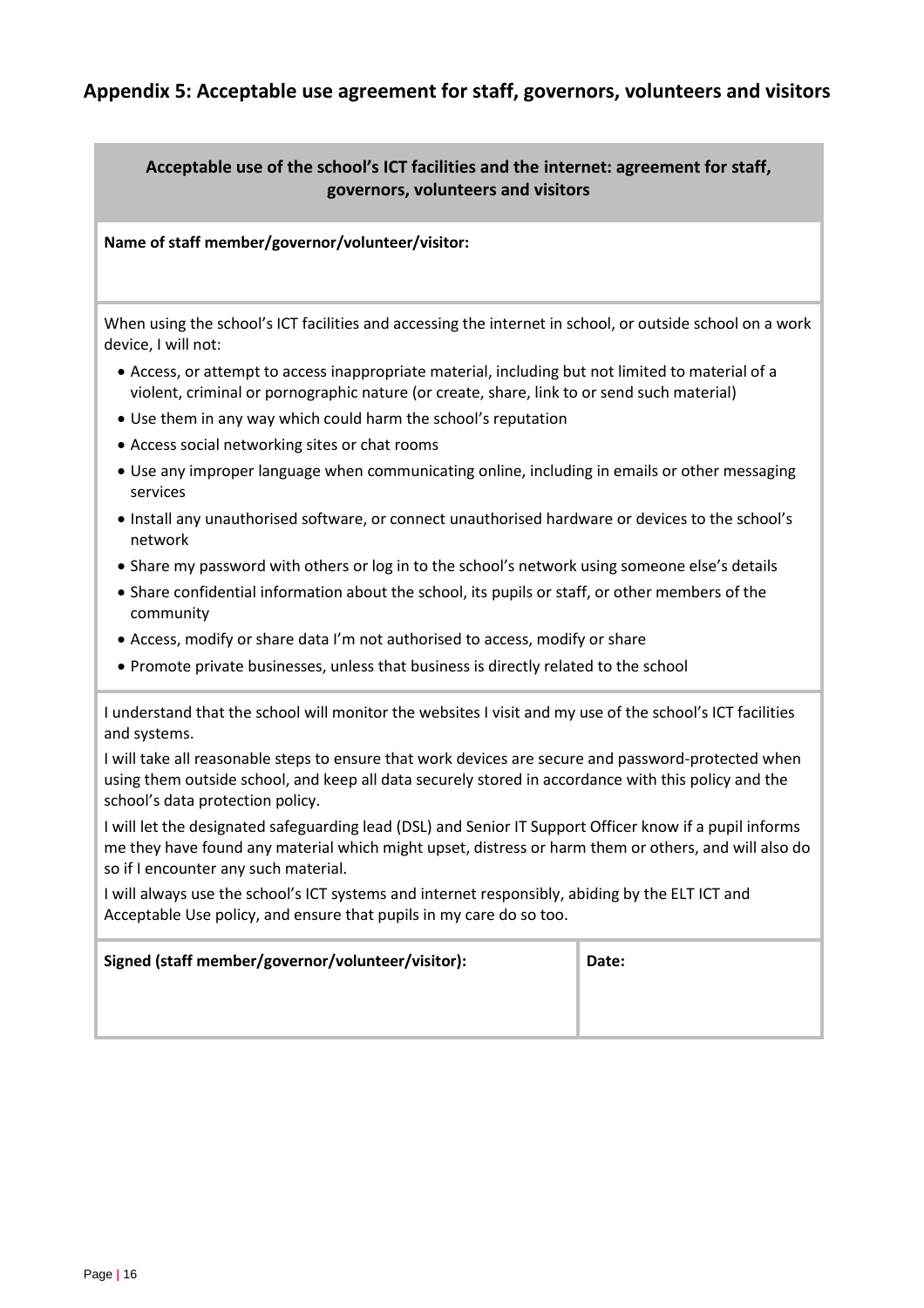## Appendix 5: Acceptable use agreement for staff, governors, volunteers and visitors

**Acceptable use of the school's ICT facilities and the internet: agreement for staff, governors, volunteers and visitors**

**Name of staff member/governor/volunteer/visitor:**

When using the school's ICT facilities and accessing the internet in school, or outside school on a work device, I will not:

- Access, or attempt to access inappropriate material, including but not limited to material of a violent, criminal or pornographic nature (or create, share, link to or send such material)
- Use them in any way which could harm the school's reputation
- Access social networking sites or chat rooms
- Use any improper language when communicating online, including in emails or other messaging services
- Install any unauthorised software, or connect unauthorised hardware or devices to the school's network
- Share my password with others or log in to the school's network using someone else's details
- Share confidential information about the school, its pupils or staff, or other members of the community
- Access, modify or share data I'm not authorised to access, modify or share
- Promote private businesses, unless that business is directly related to the school

I understand that the school will monitor the websites I visit and my use of the school's ICT facilities and systems.

I will take all reasonable steps to ensure that work devices are secure and password-protected when using them outside school, and keep all data securely stored in accordance with this policy and the school's data protection policy.

I will let the designated safeguarding lead (DSL) and Senior IT Support Officer know if a pupil informs me they have found any material which might upset, distress or harm them or others, and will also do so if I encounter any such material.

I will always use the school's ICT systems and internet responsibly, abiding by the ELT ICT and Acceptable Use policy, and ensure that pupils in my care do so too.

| **Signed (staff member/governor/volunteer/visitor):** | **Date:** |
|---|---|
| | |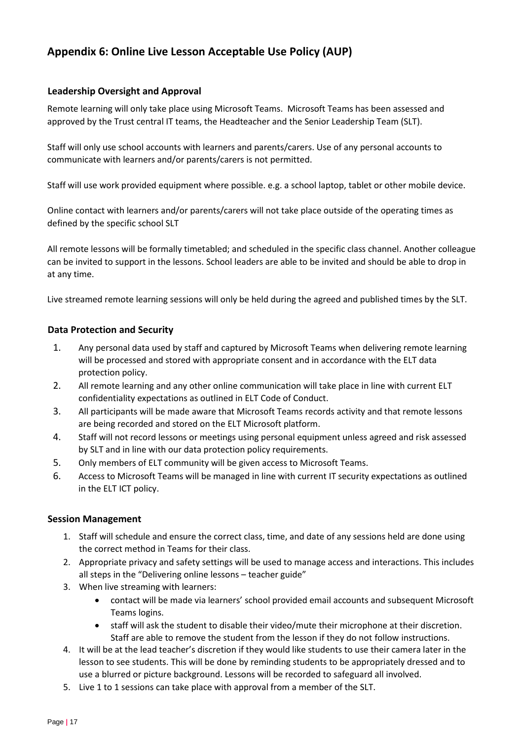## Appendix 6: Online Live Lesson Acceptable Use Policy (AUP)

### Leadership Oversight and Approval

Remote learning will only take place using Microsoft Teams. Microsoft Teams has been assessed and approved by the Trust central IT teams, the Headteacher and the Senior Leadership Team (SLT).

Staff will only use school accounts with learners and parents/carers. Use of any personal accounts to communicate with learners and/or parents/carers is not permitted.

Staff will use work provided equipment where possible. e.g. a school laptop, tablet or other mobile device.

Online contact with learners and/or parents/carers will not take place outside of the operating times as defined by the specific school SLT

All remote lessons will be formally timetabled; and scheduled in the specific class channel. Another colleague can be invited to support in the lessons. School leaders are able to be invited and should be able to drop in at any time.

Live streamed remote learning sessions will only be held during the agreed and published times by the SLT.

### Data Protection and Security

1. Any personal data used by staff and captured by Microsoft Teams when delivering remote learning will be processed and stored with appropriate consent and in accordance with the ELT data protection policy.
2. All remote learning and any other online communication will take place in line with current ELT confidentiality expectations as outlined in ELT Code of Conduct.
3. All participants will be made aware that Microsoft Teams records activity and that remote lessons are being recorded and stored on the ELT Microsoft platform.
4. Staff will not record lessons or meetings using personal equipment unless agreed and risk assessed by SLT and in line with our data protection policy requirements.
5. Only members of ELT community will be given access to Microsoft Teams.
6. Access to Microsoft Teams will be managed in line with current IT security expectations as outlined in the ELT ICT policy.

### Session Management

1. Staff will schedule and ensure the correct class, time, and date of any sessions held are done using the correct method in Teams for their class.
2. Appropriate privacy and safety settings will be used to manage access and interactions. This includes all steps in the "Delivering online lessons – teacher guide"
3. When live streaming with learners:
   - contact will be made via learners' school provided email accounts and subsequent Microsoft Teams logins.
   - staff will ask the student to disable their video/mute their microphone at their discretion. Staff are able to remove the student from the lesson if they do not follow instructions.
4. It will be at the lead teacher's discretion if they would like students to use their camera later in the lesson to see students. This will be done by reminding students to be appropriately dressed and to use a blurred or picture background. Lessons will be recorded to safeguard all involved.
5. Live 1 to 1 sessions can take place with approval from a member of the SLT.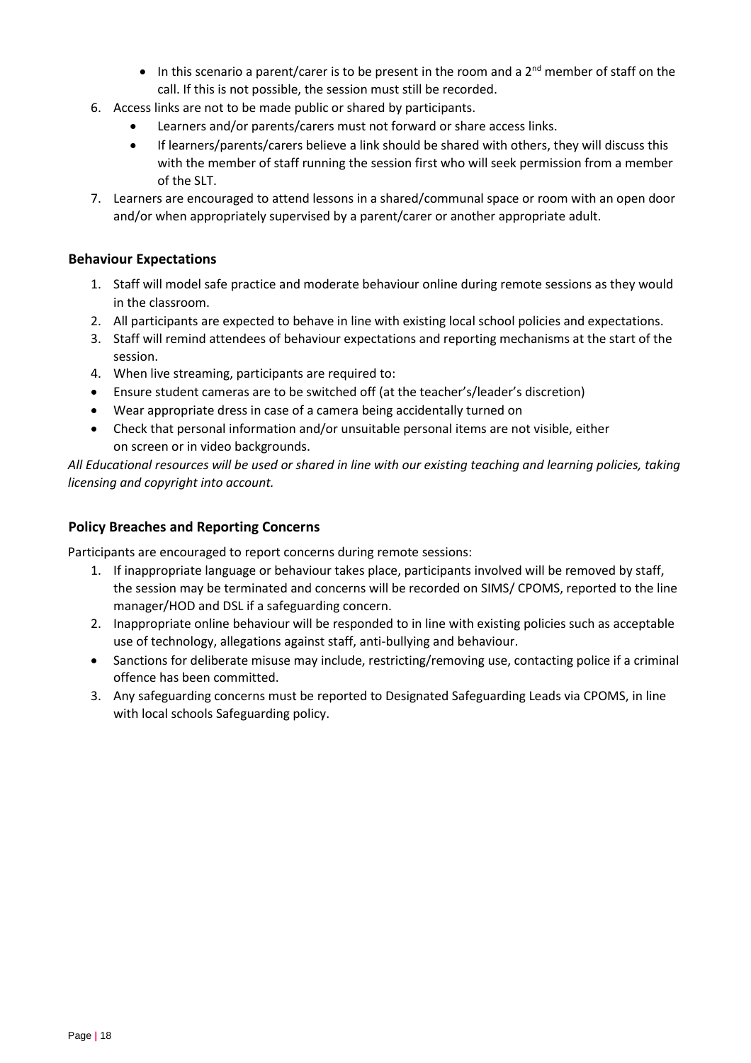- In this scenario a parent/carer is to be present in the room and a 2nd member of staff on the call. If this is not possible, the session must still be recorded.

6. Access links are not to be made public or shared by participants.
   - Learners and/or parents/carers must not forward or share access links.
   - If learners/parents/carers believe a link should be shared with others, they will discuss this with the member of staff running the session first who will seek permission from a member of the SLT.
7. Learners are encouraged to attend lessons in a shared/communal space or room with an open door and/or when appropriately supervised by a parent/carer or another appropriate adult.

### Behaviour Expectations

1. Staff will model safe practice and moderate behaviour online during remote sessions as they would in the classroom.
2. All participants are expected to behave in line with existing local school policies and expectations.
3. Staff will remind attendees of behaviour expectations and reporting mechanisms at the start of the session.
4. When live streaming, participants are required to:

- Ensure student cameras are to be switched off (at the teacher's/leader's discretion)
- Wear appropriate dress in case of a camera being accidentally turned on
- Check that personal information and/or unsuitable personal items are not visible, either on screen or in video backgrounds.

*All Educational resources will be used or shared in line with our existing teaching and learning policies, taking licensing and copyright into account.*

### Policy Breaches and Reporting Concerns

Participants are encouraged to report concerns during remote sessions:

1. If inappropriate language or behaviour takes place, participants involved will be removed by staff, the session may be terminated and concerns will be recorded on SIMS/ CPOMS, reported to the line manager/HOD and DSL if a safeguarding concern.
2. Inappropriate online behaviour will be responded to in line with existing policies such as acceptable use of technology, allegations against staff, anti-bullying and behaviour.

- Sanctions for deliberate misuse may include, restricting/removing use, contacting police if a criminal offence has been committed.

3. Any safeguarding concerns must be reported to Designated Safeguarding Leads via CPOMS, in line with local schools Safeguarding policy.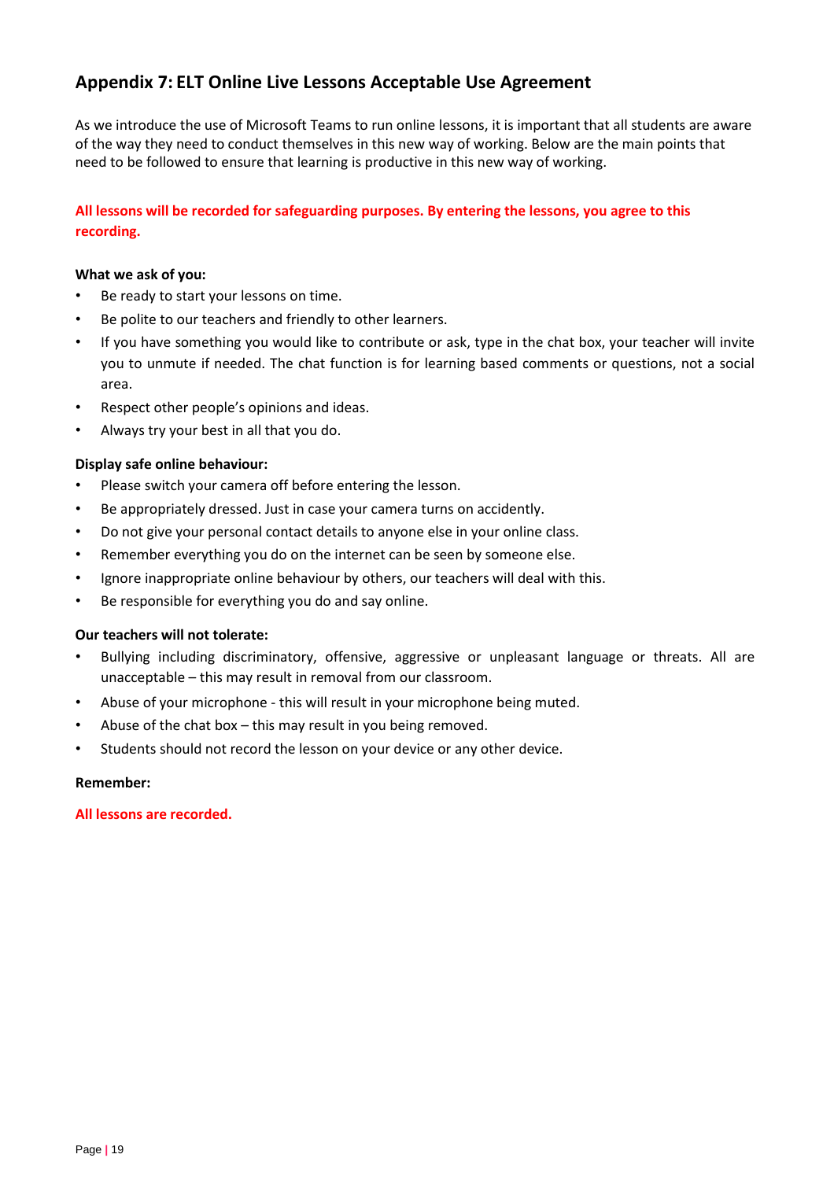## Appendix 7: ELT Online Live Lessons Acceptable Use Agreement

As we introduce the use of Microsoft Teams to run online lessons, it is important that all students are aware of the way they need to conduct themselves in this new way of working. Below are the main points that need to be followed to ensure that learning is productive in this new way of working.

**All lessons will be recorded for safeguarding purposes. By entering the lessons, you agree to this recording.**

**What we ask of you:**

- Be ready to start your lessons on time.
- Be polite to our teachers and friendly to other learners.
- If you have something you would like to contribute or ask, type in the chat box, your teacher will invite you to unmute if needed. The chat function is for learning based comments or questions, not a social area.
- Respect other people's opinions and ideas.
- Always try your best in all that you do.

**Display safe online behaviour:**

- Please switch your camera off before entering the lesson.
- Be appropriately dressed. Just in case your camera turns on accidently.
- Do not give your personal contact details to anyone else in your online class.
- Remember everything you do on the internet can be seen by someone else.
- Ignore inappropriate online behaviour by others, our teachers will deal with this.
- Be responsible for everything you do and say online.

**Our teachers will not tolerate:**

- Bullying including discriminatory, offensive, aggressive or unpleasant language or threats. All are unacceptable – this may result in removal from our classroom.
- Abuse of your microphone - this will result in your microphone being muted.
- Abuse of the chat box – this may result in you being removed.
- Students should not record the lesson on your device or any other device.

**Remember:**

**All lessons are recorded.**